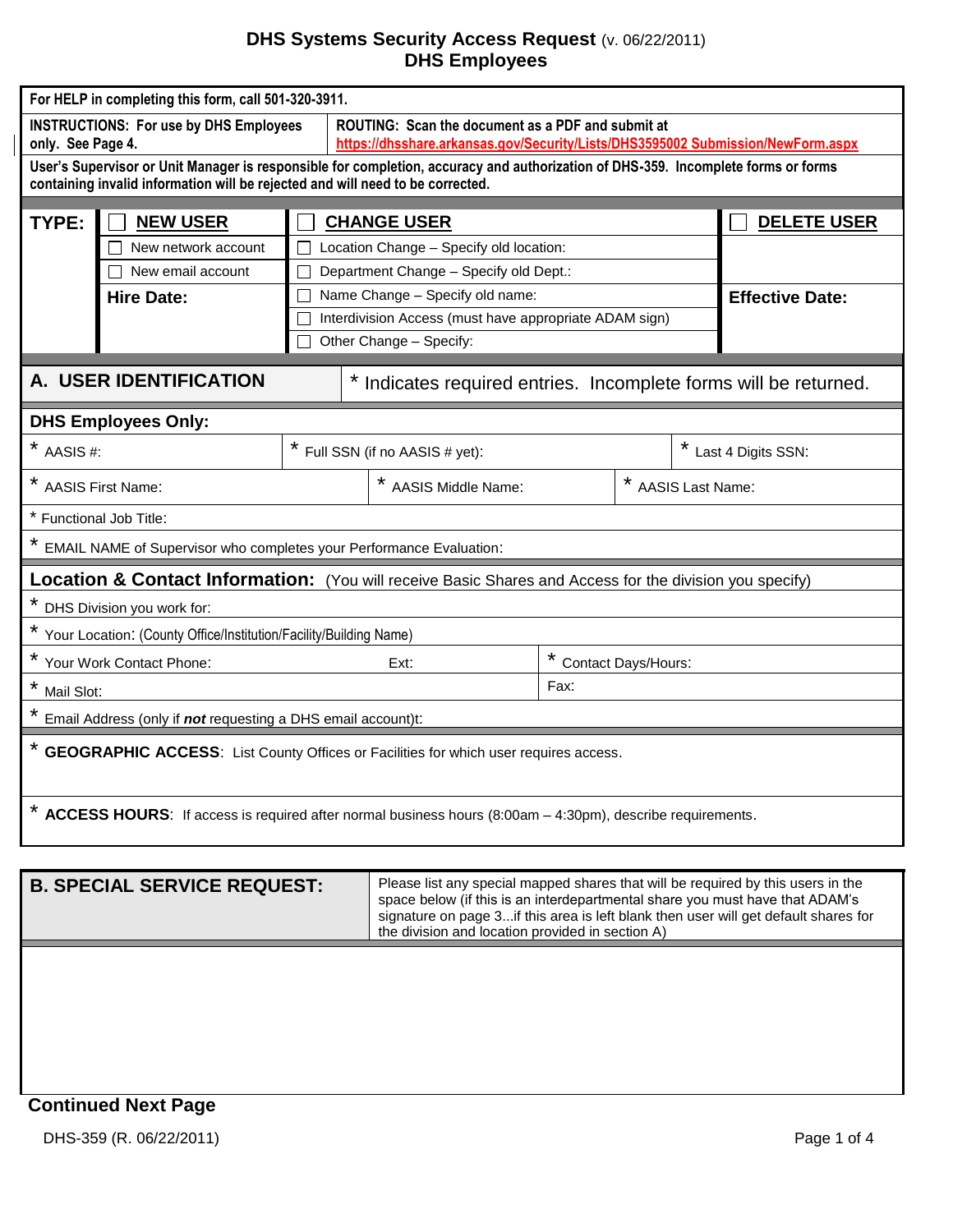# DHS Systems Security Access Request (v. 06/22/2011)
## DHS Employees

**For HELP in completing this form, call 501-320-3911.**

| **INSTRUCTIONS: For use by DHS Employees only. See Page 4.** | **ROUTING: Scan the document as a PDF and submit at** https://dhsshare.arkansas.gov/Security/Lists/DHS3595002 Submission/NewForm.aspx |
|---|---|

**User's Supervisor or Unit Manager is responsible for completion, accuracy and authorization of DHS-359. Incomplete forms or forms containing invalid information will be rejected and will need to be corrected.**

| **TYPE:** | ☐ **NEW USER** | ☐ **CHANGE USER** | ☐ **DELETE USER** |
|---|---|---|---|
| | ☐ New network account | ☐ Location Change – Specify old location: | |
| | ☐ New email account | ☐ Department Change – Specify old Dept.: | |
| | **Hire Date:** | ☐ Name Change – Specify old name: | **Effective Date:** |
| | | ☐ Interdivision Access (must have appropriate ADAM sign) | |
| | | ☐ Other Change – Specify: | |

## A. USER IDENTIFICATION

\* Indicates required entries. Incomplete forms will be returned.

**DHS Employees Only:**

| * AASIS #: | * Full SSN (if no AASIS # yet): | * Last 4 Digits SSN: |
|---|---|---|
| * AASIS First Name: | * AASIS Middle Name: | * AASIS Last Name: |

\* Functional Job Title:

\* EMAIL NAME of Supervisor who completes your Performance Evaluation:

**Location & Contact Information:** (You will receive Basic Shares and Access for the division you specify)

\* DHS Division you work for:

\* Your Location: (County Office/Institution/Facility/Building Name)

| * Your Work Contact Phone: Ext: | * Contact Days/Hours: |
|---|---|
| * Mail Slot: | Fax: |

\* Email Address (only if ***not*** requesting a DHS email account)t:

\* **GEOGRAPHIC ACCESS**: List County Offices or Facilities for which user requires access.

\* **ACCESS HOURS**: If access is required after normal business hours (8:00am – 4:30pm), describe requirements.

## B. SPECIAL SERVICE REQUEST:

Please list any special mapped shares that will be required by this users in the space below (if this is an interdepartmental share you must have that ADAM's signature on page 3...if this area is left blank then user will get default shares for the division and location provided in section A)

**Continued Next Page**

DHS-359 (R. 06/22/2011)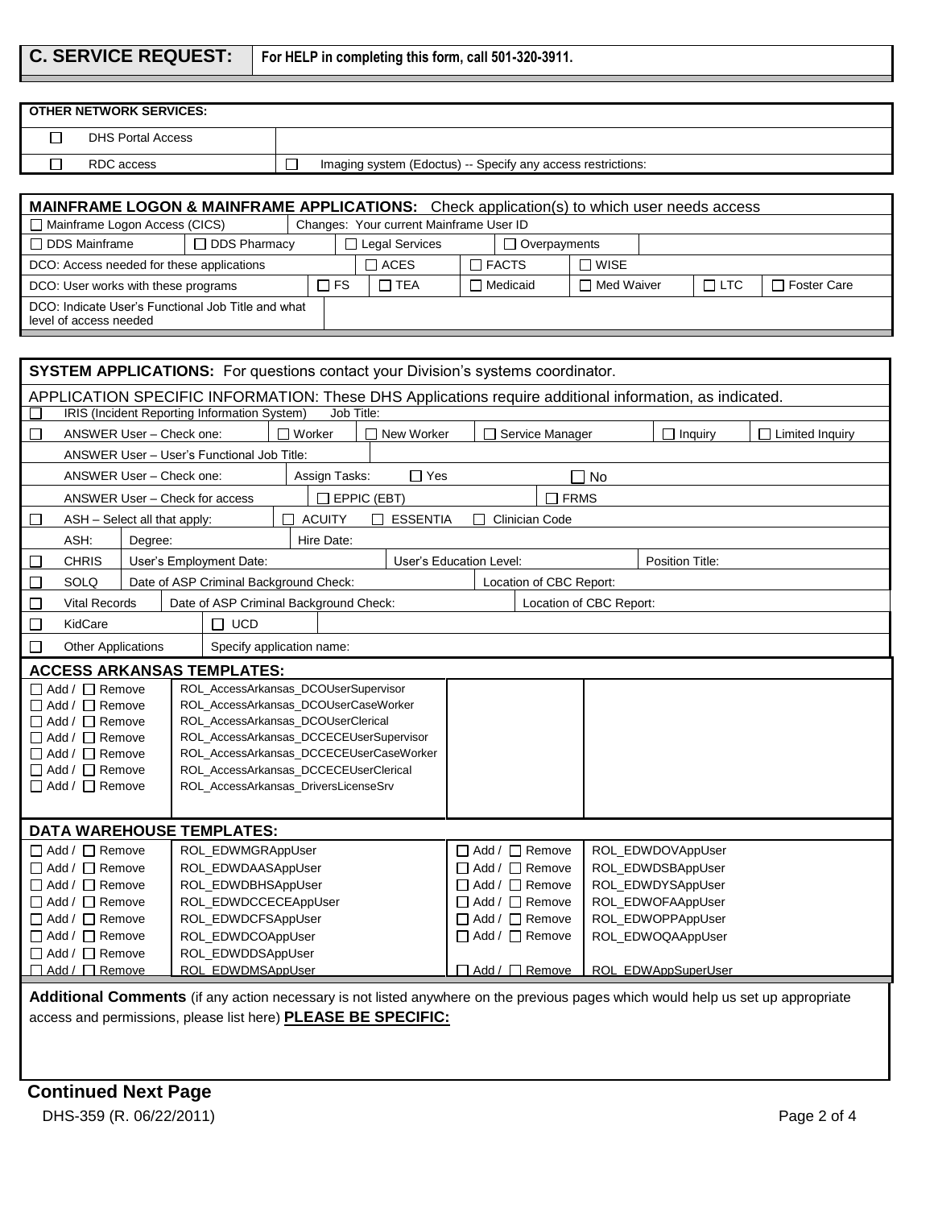## C. SERVICE REQUEST:

**For HELP in completing this form, call 501-320-3911.**

| OTHER NETWORK SERVICES: | |
|---|---|
| ☐ DHS Portal Access | |
| ☐ RDC access | ☐ Imaging system (Edoctus) -- Specify any access restrictions: |

**MAINFRAME LOGON & MAINFRAME APPLICATIONS:** Check application(s) to which user needs access

| | | | | | |
|---|---|---|---|---|---|
| ☐ Mainframe Logon Access (CICS) | Changes: Your current Mainframe User ID | | | | |
| ☐ DDS Mainframe | ☐ DDS Pharmacy | ☐ Legal Services | ☐ Overpayments | | |
| DCO: Access needed for these applications | ☐ ACES | ☐ FACTS | ☐ WISE | | |
| DCO: User works with these programs | ☐ FS | ☐ TEA | ☐ Medicaid | ☐ Med Waiver | ☐ LTC ☐ Foster Care |
| DCO: Indicate User's Functional Job Title and what level of access needed | | | | | |

**SYSTEM APPLICATIONS:** For questions contact your Division's systems coordinator.

APPLICATION SPECIFIC INFORMATION: These DHS Applications require additional information, as indicated.

| | | | | | | |
|---|---|---|---|---|---|---|
| ☐ | IRIS (Incident Reporting Information System) | Job Title: | | | | |
| ☐ | ANSWER User – Check one: | ☐ Worker | ☐ New Worker | ☐ Service Manager | ☐ Inquiry | ☐ Limited Inquiry |
| | ANSWER User – User's Functional Job Title: | | | | | |
| | ANSWER User – Check one: | Assign Tasks: | ☐ Yes | ☐ No | | |
| | ANSWER User – Check for access | ☐ EPPIC (EBT) | | ☐ FRMS | | |
| ☐ | ASH – Select all that apply: | ☐ ACUITY | ☐ ESSENTIA | ☐ Clinician Code | | |
| | ASH: Degree: | Hire Date: | | | | |
| ☐ | CHRIS | User's Employment Date: | | User's Education Level: | | Position Title: |
| ☐ | SOLQ | Date of ASP Criminal Background Check: | | Location of CBC Report: | | |
| ☐ | Vital Records | Date of ASP Criminal Background Check: | | Location of CBC Report: | | |
| ☐ | KidCare | ☐ UCD | | | | |
| ☐ | Other Applications | Specify application name: | | | | |

**ACCESS ARKANSAS TEMPLATES:**

| | |
|---|---|
| ☐ Add / ☐ Remove | ROL_AccessArkansas_DCOUserSupervisor |
| ☐ Add / ☐ Remove | ROL_AccessArkansas_DCOUserCaseWorker |
| ☐ Add / ☐ Remove | ROL_AccessArkansas_DCOUserClerical |
| ☐ Add / ☐ Remove | ROL_AccessArkansas_DCCECEUserSupervisor |
| ☐ Add / ☐ Remove | ROL_AccessArkansas_DCCECEUserCaseWorker |
| ☐ Add / ☐ Remove | ROL_AccessArkansas_DCCECEUserClerical |
| ☐ Add / ☐ Remove | ROL_AccessArkansas_DriversLicenseSrv |

**DATA WAREHOUSE TEMPLATES:**

| | | | |
|---|---|---|---|
| ☐ Add / ☐ Remove | ROL_EDWMGRAppUser | ☐ Add / ☐ Remove | ROL_EDWDOVAppUser |
| ☐ Add / ☐ Remove | ROL_EDWDAASAppUser | ☐ Add / ☐ Remove | ROL_EDWDSBAppUser |
| ☐ Add / ☐ Remove | ROL_EDWDBHSAppUser | ☐ Add / ☐ Remove | ROL_EDWDYSAppUser |
| ☐ Add / ☐ Remove | ROL_EDWDCCECEAppUser | ☐ Add / ☐ Remove | ROL_EDWOFAAppUser |
| ☐ Add / ☐ Remove | ROL_EDWDCFSAppUser | ☐ Add / ☐ Remove | ROL_EDWOPPAppUser |
| ☐ Add / ☐ Remove | ROL_EDWDCOAppUser | ☐ Add / ☐ Remove | ROL_EDWOQAAppUser |
| ☐ Add / ☐ Remove | ROL_EDWDDSAppUser | | |
| ☐ Add / ☐ Remove | ROL_EDWDMSAppUser | ☐ Add / ☐ Remove | ROL_EDWAppSuperUser |

**Additional Comments** (if any action necessary is not listed anywhere on the previous pages which would help us set up appropriate access and permissions, please list here) **PLEASE BE SPECIFIC:**

**Continued Next Page**

DHS-359 (R. 06/22/2011)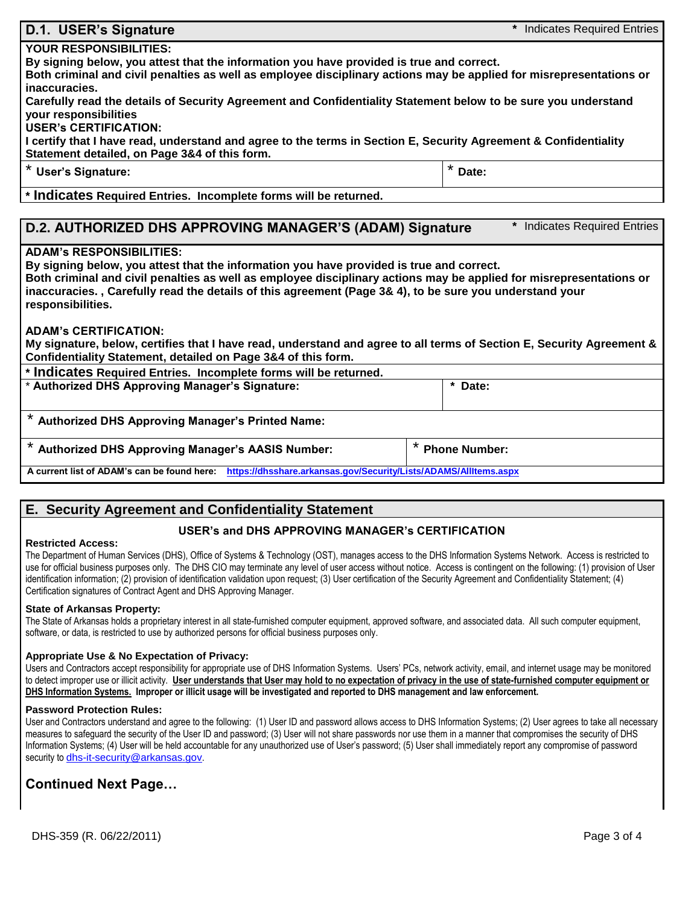## D.1. USER's Signature

\* Indicates Required Entries

**YOUR RESPONSIBILITIES:**

**By signing below, you attest that the information you have provided is true and correct.**

**Both criminal and civil penalties as well as employee disciplinary actions may be applied for misrepresentations or inaccuracies.**

**Carefully read the details of Security Agreement and Confidentiality Statement below to be sure you understand your responsibilities**

**USER's CERTIFICATION:**

**I certify that I have read, understand and agree to the terms in Section E, Security Agreement & Confidentiality Statement detailed, on Page 3&4 of this form.**

| \* User's Signature: | \* Date: |
|---|---|

**\* Indicates Required Entries. Incomplete forms will be returned.**

## D.2. AUTHORIZED DHS APPROVING MANAGER'S (ADAM) Signature

\* Indicates Required Entries

**ADAM's RESPONSIBILITIES:**

**By signing below, you attest that the information you have provided is true and correct.**

**Both criminal and civil penalties as well as employee disciplinary actions may be applied for misrepresentations or inaccuracies. , Carefully read the details of this agreement (Page 3& 4), to be sure you understand your responsibilities.**

**ADAM's CERTIFICATION:**

**My signature, below, certifies that I have read, understand and agree to all terms of Section E, Security Agreement & Confidentiality Statement, detailed on Page 3&4 of this form.**

**\* Indicates Required Entries. Incomplete forms will be returned.**

| \* Authorized DHS Approving Manager's Signature: | \* Date: |
|---|---|
| \* Authorized DHS Approving Manager's Printed Name: | |
| \* Authorized DHS Approving Manager's AASIS Number: | \* Phone Number: |

**A current list of ADAM's can be found here:** https://dhsshare.arkansas.gov/Security/Lists/ADAMS/AllItems.aspx

## E. Security Agreement and Confidentiality Statement

### USER's and DHS APPROVING MANAGER's CERTIFICATION

**Restricted Access:**

The Department of Human Services (DHS), Office of Systems & Technology (OST), manages access to the DHS Information Systems Network. Access is restricted to use for official business purposes only. The DHS CIO may terminate any level of user access without notice. Access is contingent on the following: (1) provision of User identification information; (2) provision of identification validation upon request; (3) User certification of the Security Agreement and Confidentiality Statement; (4) Certification signatures of Contract Agent and DHS Approving Manager.

**State of Arkansas Property:**

The State of Arkansas holds a proprietary interest in all state-furnished computer equipment, approved software, and associated data. All such computer equipment, software, or data, is restricted to use by authorized persons for official business purposes only.

**Appropriate Use & No Expectation of Privacy:**

Users and Contractors accept responsibility for appropriate use of DHS Information Systems. Users' PCs, network activity, email, and internet usage may be monitored to detect improper use or illicit activity. **User understands that User may hold to no expectation of privacy in the use of state-furnished computer equipment or DHS Information Systems.** **Improper or illicit usage will be investigated and reported to DHS management and law enforcement.**

**Password Protection Rules:**

User and Contractors understand and agree to the following: (1) User ID and password allows access to DHS Information Systems; (2) User agrees to take all necessary measures to safeguard the security of the User ID and password; (3) User will not share passwords nor use them in a manner that compromises the security of DHS Information Systems; (4) User will be held accountable for any unauthorized use of User's password; (5) User shall immediately report any compromise of password security to dhs-it-security@arkansas.gov.

## Continued Next Page…

DHS-359 (R. 06/22/2011)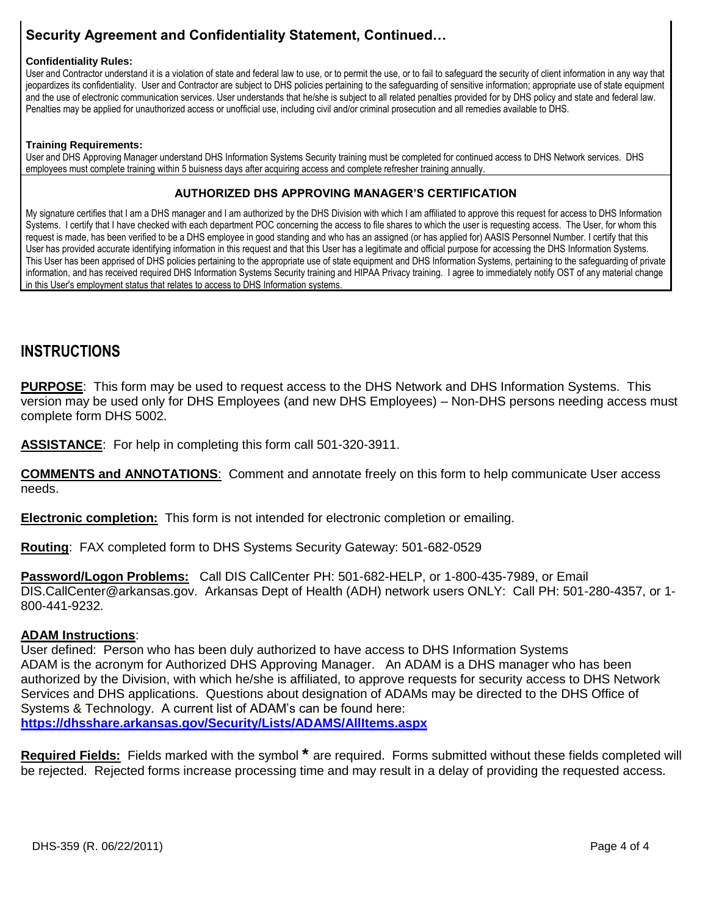## Security Agreement and Confidentiality Statement, Continued…

**Confidentiality Rules:**

User and Contractor understand it is a violation of state and federal law to use, or to permit the use, or to fail to safeguard the security of client information in any way that jeopardizes its confidentiality. User and Contractor are subject to DHS policies pertaining to the safeguarding of sensitive information; appropriate use of state equipment and the use of electronic communication services. User understands that he/she is subject to all related penalties provided for by DHS policy and state and federal law. Penalties may be applied for unauthorized access or unofficial use, including civil and/or criminal prosecution and all remedies available to DHS.

**Training Requirements:**

User and DHS Approving Manager understand DHS Information Systems Security training must be completed for continued access to DHS Network services. DHS employees must complete training within 5 buisness days after acquiring access and complete refresher training annually.

**AUTHORIZED DHS APPROVING MANAGER'S CERTIFICATION**

My signature certifies that I am a DHS manager and I am authorized by the DHS Division with which I am affiliated to approve this request for access to DHS Information Systems. I certify that I have checked with each department POC concerning the access to file shares to which the user is requesting access. The User, for whom this request is made, has been verified to be a DHS employee in good standing and who has an assigned (or has applied for) AASIS Personnel Number. I certify that this User has provided accurate identifying information in this request and that this User has a legitimate and official purpose for accessing the DHS Information Systems. This User has been apprised of DHS policies pertaining to the appropriate use of state equipment and DHS Information Systems, pertaining to the safeguarding of private information, and has received required DHS Information Systems Security training and HIPAA Privacy training. I agree to immediately notify OST of any material change in this User's employment status that relates to access to DHS Information systems.

# INSTRUCTIONS

**PURPOSE**: This form may be used to request access to the DHS Network and DHS Information Systems. This version may be used only for DHS Employees (and new DHS Employees) – Non-DHS persons needing access must complete form DHS 5002.

**ASSISTANCE**: For help in completing this form call 501-320-3911.

**COMMENTS and ANNOTATIONS**: Comment and annotate freely on this form to help communicate User access needs.

**Electronic completion:** This form is not intended for electronic completion or emailing.

**Routing**: FAX completed form to DHS Systems Security Gateway: 501-682-0529

**Password/Logon Problems:** Call DIS CallCenter PH: 501-682-HELP, or 1-800-435-7989, or Email DIS.CallCenter@arkansas.gov. Arkansas Dept of Health (ADH) network users ONLY: Call PH: 501-280-4357, or 1-800-441-9232.

**ADAM Instructions**:

User defined: Person who has been duly authorized to have access to DHS Information Systems
ADAM is the acronym for Authorized DHS Approving Manager. An ADAM is a DHS manager who has been authorized by the Division, with which he/she is affiliated, to approve requests for security access to DHS Network Services and DHS applications. Questions about designation of ADAMs may be directed to the DHS Office of Systems & Technology. A current list of ADAM's can be found here:
**https://dhsshare.arkansas.gov/Security/Lists/ADAMS/AllItems.aspx**

**Required Fields:** Fields marked with the symbol * are required. Forms submitted without these fields completed will be rejected. Rejected forms increase processing time and may result in a delay of providing the requested access.

DHS-359 (R. 06/22/2011)